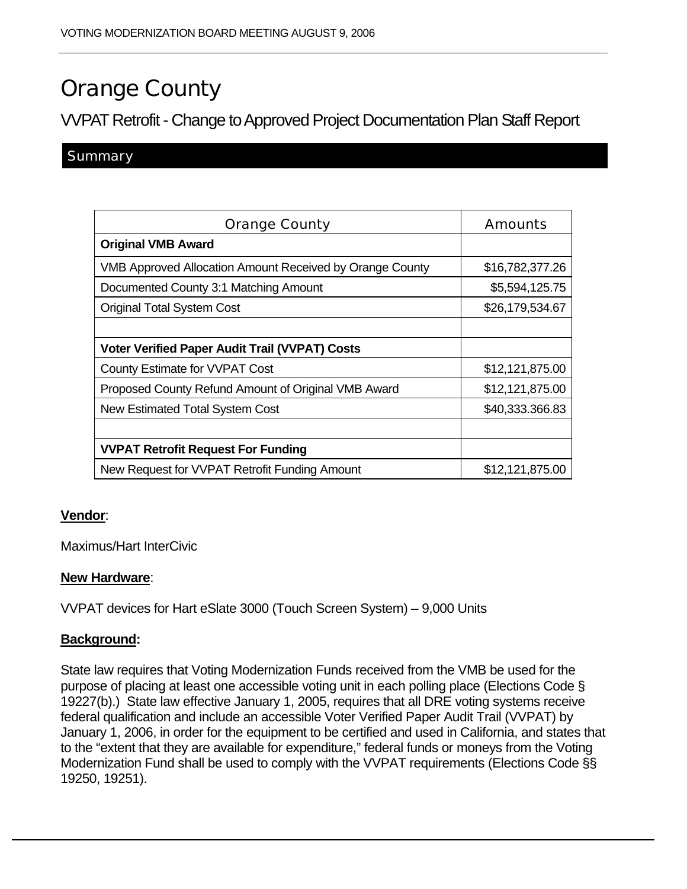# Orange County

## VVPAT Retrofit - Change to Approved Project Documentation Plan Staff Report

### Summary

| Orange County | Amounts |
|---|---|
| **Original VMB Award** | |
| VMB Approved Allocation Amount Received by Orange County | $16,782,377.26 |
| Documented County 3:1 Matching Amount | $5,594,125.75 |
| Original Total System Cost | $26,179,534.67 |
| | |
| **Voter Verified Paper Audit Trail (VVPAT) Costs** | |
| County Estimate for VVPAT Cost | $12,121,875.00 |
| Proposed County Refund Amount of Original VMB Award | $12,121,875.00 |
| New Estimated Total System Cost | $40,333.366.83 |
| | |
| **VVPAT Retrofit Request For Funding** | |
| New Request for VVPAT Retrofit Funding Amount | $12,121,875.00 |

**Vendor**:

Maximus/Hart InterCivic

**New Hardware**:

VVPAT devices for Hart eSlate 3000 (Touch Screen System) – 9,000 Units

**Background:**

State law requires that Voting Modernization Funds received from the VMB be used for the purpose of placing at least one accessible voting unit in each polling place (Elections Code § 19227(b).) State law effective January 1, 2005, requires that all DRE voting systems receive federal qualification and include an accessible Voter Verified Paper Audit Trail (VVPAT) by January 1, 2006, in order for the equipment to be certified and used in California, and states that to the "extent that they are available for expenditure," federal funds or moneys from the Voting Modernization Fund shall be used to comply with the VVPAT requirements (Elections Code §§ 19250, 19251).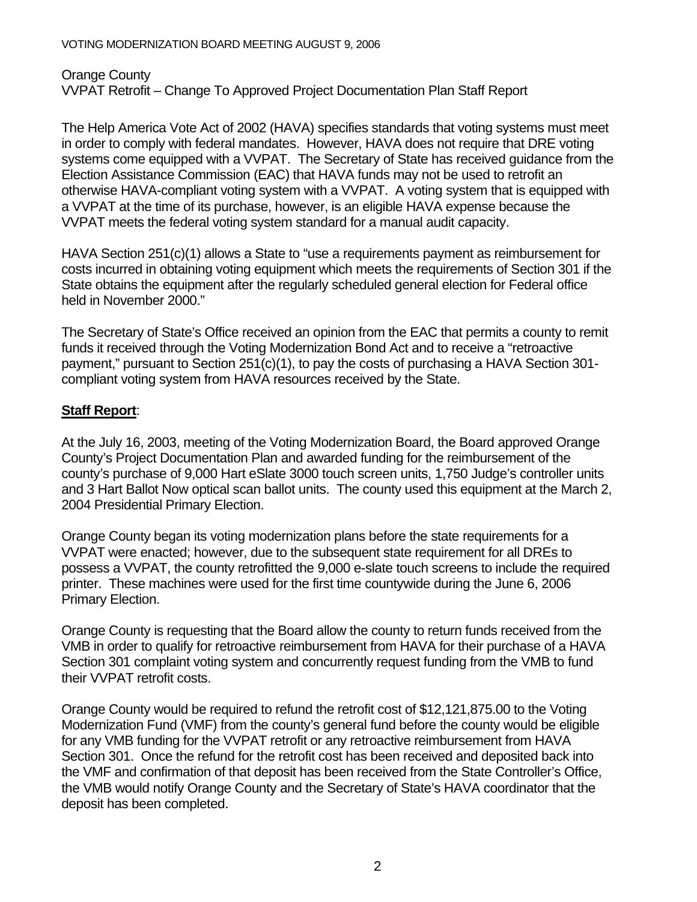VOTING MODERNIZATION BOARD MEETING AUGUST 9, 2006

Orange County
VVPAT Retrofit – Change To Approved Project Documentation Plan Staff Report

The Help America Vote Act of 2002 (HAVA) specifies standards that voting systems must meet in order to comply with federal mandates. However, HAVA does not require that DRE voting systems come equipped with a VVPAT. The Secretary of State has received guidance from the Election Assistance Commission (EAC) that HAVA funds may not be used to retrofit an otherwise HAVA-compliant voting system with a VVPAT. A voting system that is equipped with a VVPAT at the time of its purchase, however, is an eligible HAVA expense because the VVPAT meets the federal voting system standard for a manual audit capacity.

HAVA Section 251(c)(1) allows a State to "use a requirements payment as reimbursement for costs incurred in obtaining voting equipment which meets the requirements of Section 301 if the State obtains the equipment after the regularly scheduled general election for Federal office held in November 2000."

The Secretary of State's Office received an opinion from the EAC that permits a county to remit funds it received through the Voting Modernization Bond Act and to receive a "retroactive payment," pursuant to Section 251(c)(1), to pay the costs of purchasing a HAVA Section 301-compliant voting system from HAVA resources received by the State.

**Staff Report**:

At the July 16, 2003, meeting of the Voting Modernization Board, the Board approved Orange County's Project Documentation Plan and awarded funding for the reimbursement of the county's purchase of 9,000 Hart eSlate 3000 touch screen units, 1,750 Judge's controller units and 3 Hart Ballot Now optical scan ballot units. The county used this equipment at the March 2, 2004 Presidential Primary Election.

Orange County began its voting modernization plans before the state requirements for a VVPAT were enacted; however, due to the subsequent state requirement for all DREs to possess a VVPAT, the county retrofitted the 9,000 e-slate touch screens to include the required printer. These machines were used for the first time countywide during the June 6, 2006 Primary Election.

Orange County is requesting that the Board allow the county to return funds received from the VMB in order to qualify for retroactive reimbursement from HAVA for their purchase of a HAVA Section 301 complaint voting system and concurrently request funding from the VMB to fund their VVPAT retrofit costs.

Orange County would be required to refund the retrofit cost of $12,121,875.00 to the Voting Modernization Fund (VMF) from the county's general fund before the county would be eligible for any VMB funding for the VVPAT retrofit or any retroactive reimbursement from HAVA Section 301. Once the refund for the retrofit cost has been received and deposited back into the VMF and confirmation of that deposit has been received from the State Controller's Office, the VMB would notify Orange County and the Secretary of State's HAVA coordinator that the deposit has been completed.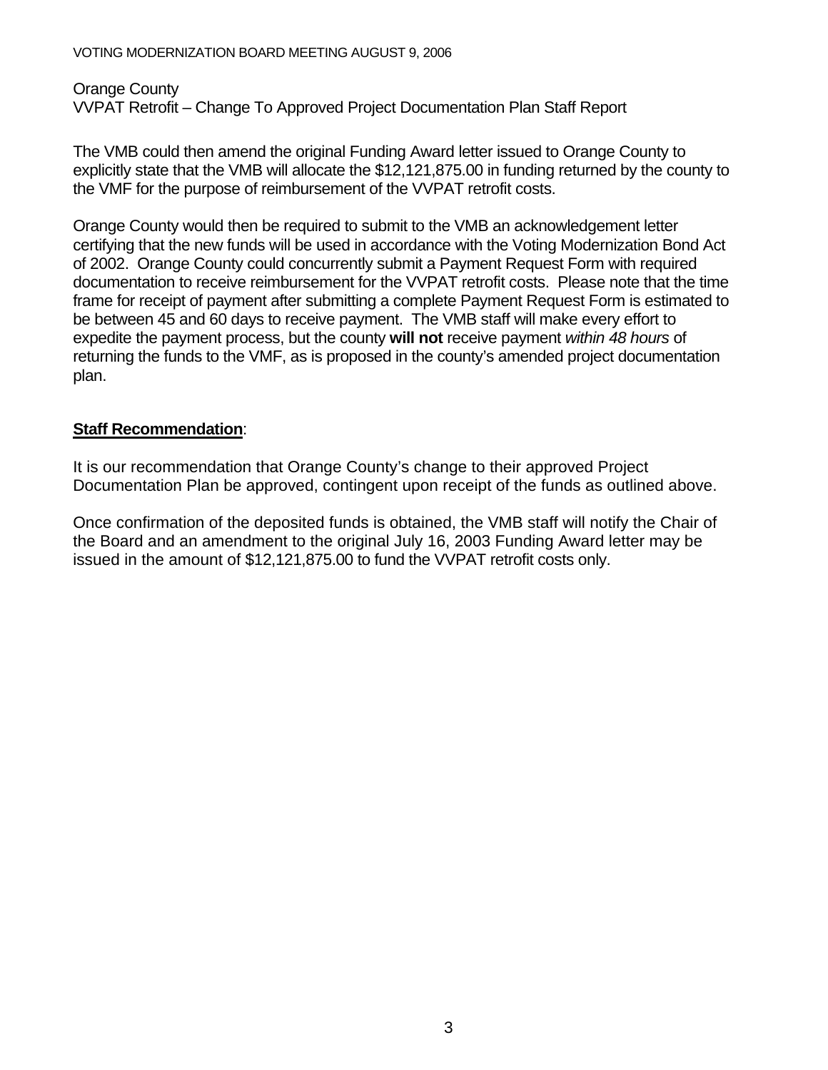Orange County
VVPAT Retrofit – Change To Approved Project Documentation Plan Staff Report

The VMB could then amend the original Funding Award letter issued to Orange County to explicitly state that the VMB will allocate the $12,121,875.00 in funding returned by the county to the VMF for the purpose of reimbursement of the VVPAT retrofit costs.

Orange County would then be required to submit to the VMB an acknowledgement letter certifying that the new funds will be used in accordance with the Voting Modernization Bond Act of 2002. Orange County could concurrently submit a Payment Request Form with required documentation to receive reimbursement for the VVPAT retrofit costs. Please note that the time frame for receipt of payment after submitting a complete Payment Request Form is estimated to be between 45 and 60 days to receive payment. The VMB staff will make every effort to expedite the payment process, but the county **will not** receive payment *within 48 hours* of returning the funds to the VMF, as is proposed in the county's amended project documentation plan.

**Staff Recommendation**:

It is our recommendation that Orange County's change to their approved Project Documentation Plan be approved, contingent upon receipt of the funds as outlined above.

Once confirmation of the deposited funds is obtained, the VMB staff will notify the Chair of the Board and an amendment to the original July 16, 2003 Funding Award letter may be issued in the amount of $12,121,875.00 to fund the VVPAT retrofit costs only.